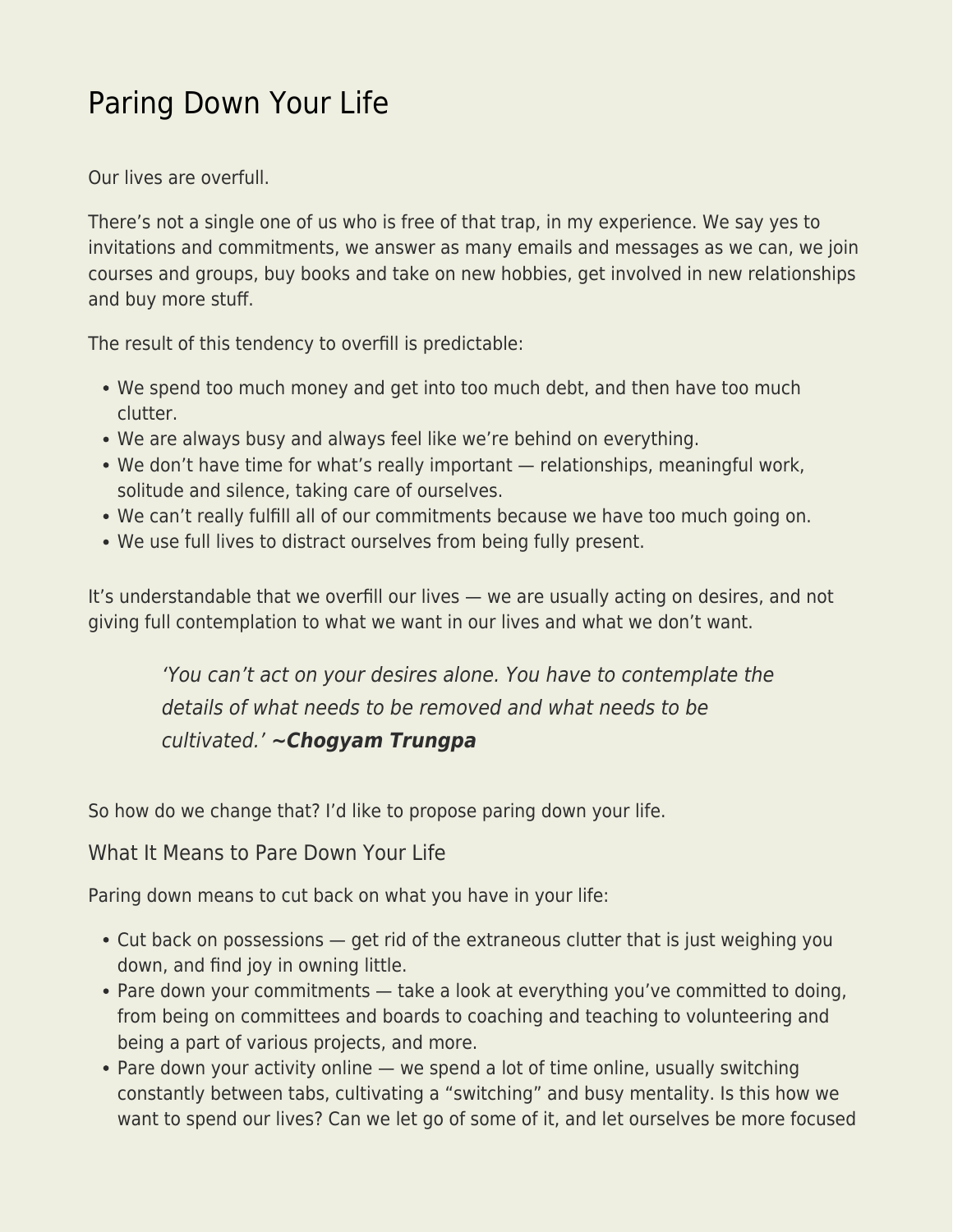# Paring Down Your Life

Our lives are overfull.

There's not a single one of us who is free of that trap, in my experience. We say yes to invitations and commitments, we answer as many emails and messages as we can, we join courses and groups, buy books and take on new hobbies, get involved in new relationships and buy more stuff.

The result of this tendency to overfill is predictable:

- We spend too much money and get into too much debt, and then have too much clutter.
- We are always busy and always feel like we're behind on everything.
- We don't have time for what's really important — relationships, meaningful work, solitude and silence, taking care of ourselves.
- We can't really fulfill all of our commitments because we have too much going on.
- We use full lives to distract ourselves from being fully present.

It's understandable that we overfill our lives — we are usually acting on desires, and not giving full contemplation to what we want in our lives and what we don't want.

> *'You can't act on your desires alone. You have to contemplate the details of what needs to be removed and what needs to be cultivated.'* ***~Chogyam Trungpa***

So how do we change that? I'd like to propose paring down your life.

## What It Means to Pare Down Your Life

Paring down means to cut back on what you have in your life:

- Cut back on possessions — get rid of the extraneous clutter that is just weighing you down, and find joy in owning little.
- Pare down your commitments — take a look at everything you've committed to doing, from being on committees and boards to coaching and teaching to volunteering and being a part of various projects, and more.
- Pare down your activity online — we spend a lot of time online, usually switching constantly between tabs, cultivating a "switching" and busy mentality. Is this how we want to spend our lives? Can we let go of some of it, and let ourselves be more focused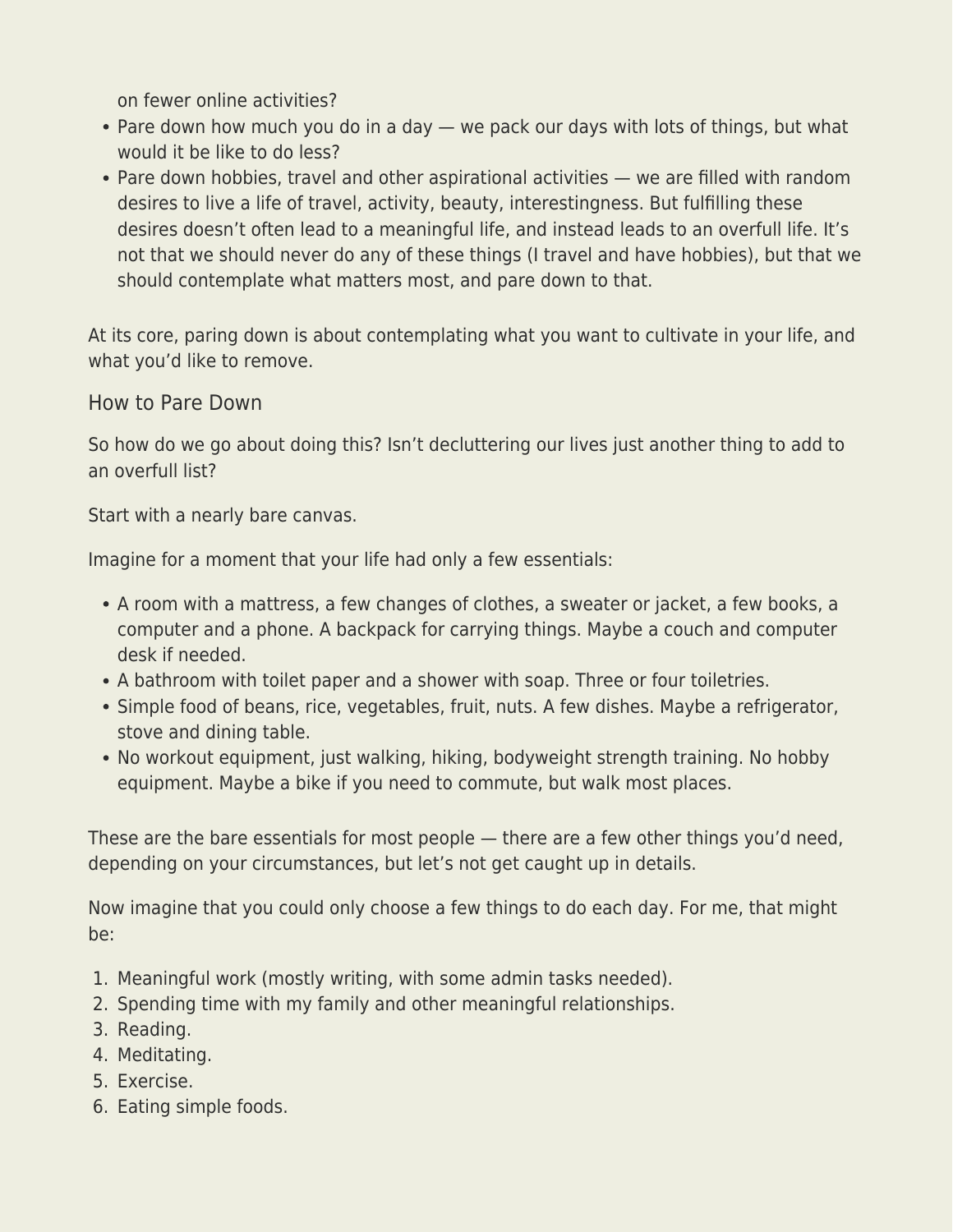on fewer online activities?

- Pare down how much you do in a day — we pack our days with lots of things, but what would it be like to do less?
- Pare down hobbies, travel and other aspirational activities — we are filled with random desires to live a life of travel, activity, beauty, interestingness. But fulfilling these desires doesn't often lead to a meaningful life, and instead leads to an overfull life. It's not that we should never do any of these things (I travel and have hobbies), but that we should contemplate what matters most, and pare down to that.

At its core, paring down is about contemplating what you want to cultivate in your life, and what you'd like to remove.

### How to Pare Down

So how do we go about doing this? Isn't decluttering our lives just another thing to add to an overfull list?

Start with a nearly bare canvas.

Imagine for a moment that your life had only a few essentials:

- A room with a mattress, a few changes of clothes, a sweater or jacket, a few books, a computer and a phone. A backpack for carrying things. Maybe a couch and computer desk if needed.
- A bathroom with toilet paper and a shower with soap. Three or four toiletries.
- Simple food of beans, rice, vegetables, fruit, nuts. A few dishes. Maybe a refrigerator, stove and dining table.
- No workout equipment, just walking, hiking, bodyweight strength training. No hobby equipment. Maybe a bike if you need to commute, but walk most places.

These are the bare essentials for most people — there are a few other things you'd need, depending on your circumstances, but let's not get caught up in details.

Now imagine that you could only choose a few things to do each day. For me, that might be:

1. Meaningful work (mostly writing, with some admin tasks needed).
2. Spending time with my family and other meaningful relationships.
3. Reading.
4. Meditating.
5. Exercise.
6. Eating simple foods.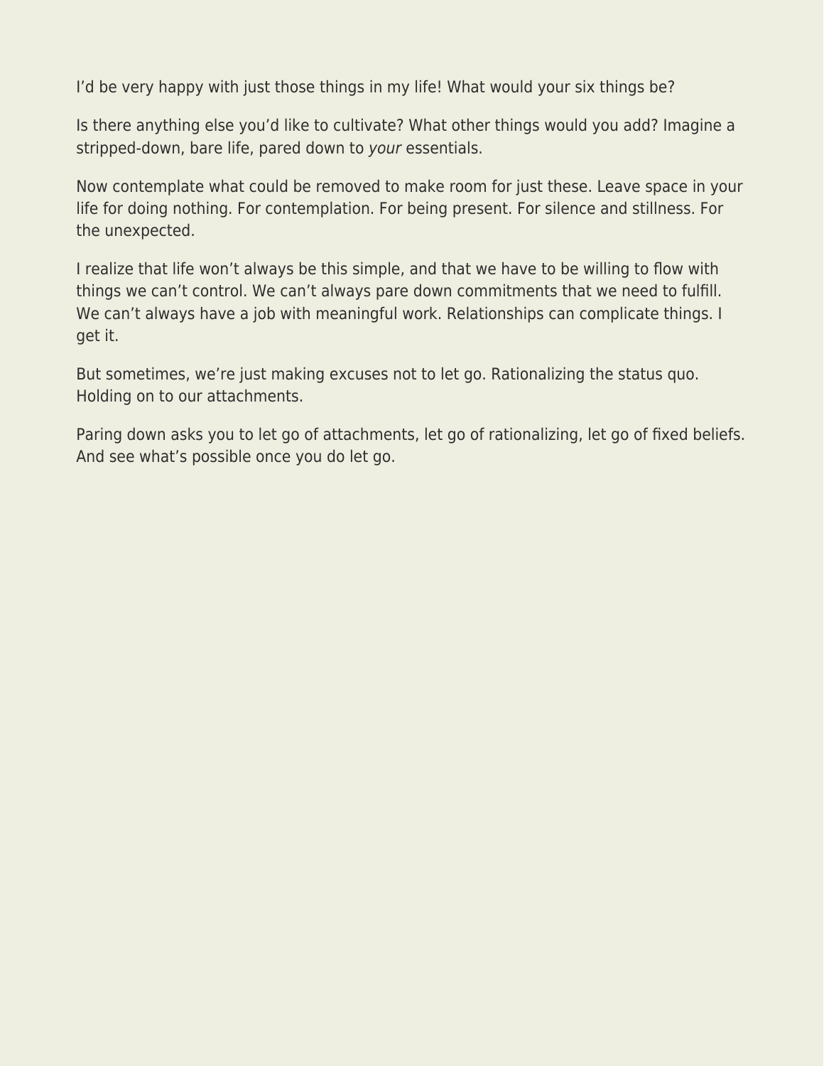I’d be very happy with just those things in my life! What would your six things be?

Is there anything else you’d like to cultivate? What other things would you add? Imagine a stripped-down, bare life, pared down to *your* essentials.

Now contemplate what could be removed to make room for just these. Leave space in your life for doing nothing. For contemplation. For being present. For silence and stillness. For the unexpected.

I realize that life won’t always be this simple, and that we have to be willing to flow with things we can’t control. We can’t always pare down commitments that we need to fulfill. We can’t always have a job with meaningful work. Relationships can complicate things. I get it.

But sometimes, we’re just making excuses not to let go. Rationalizing the status quo. Holding on to our attachments.

Paring down asks you to let go of attachments, let go of rationalizing, let go of fixed beliefs. And see what’s possible once you do let go.